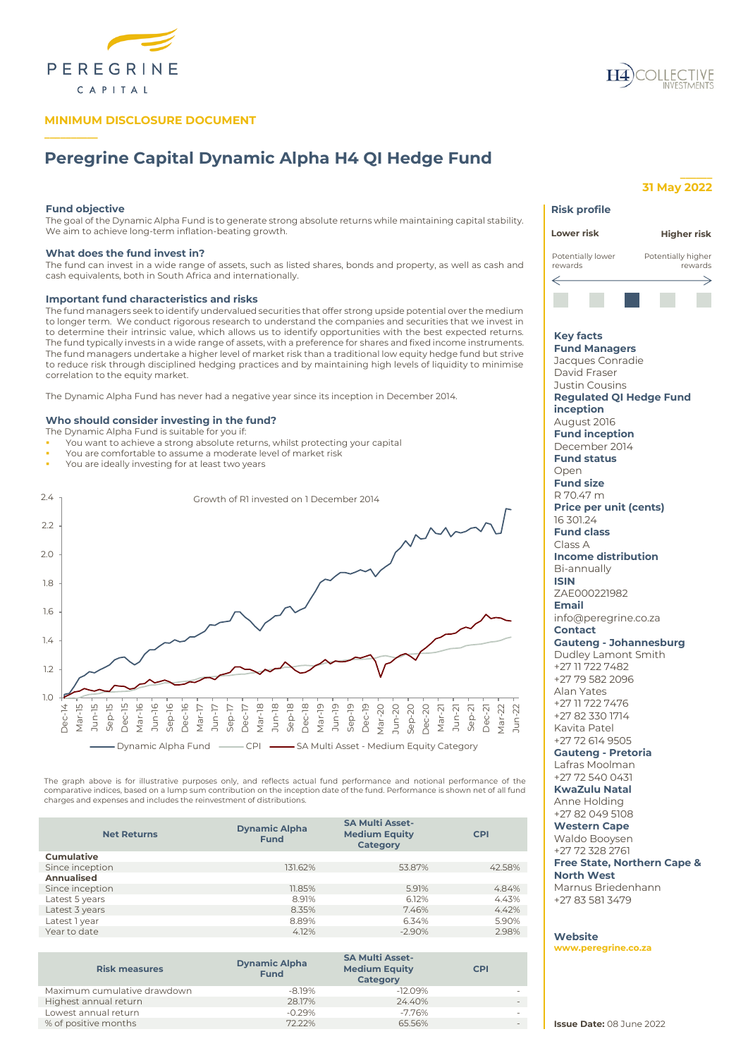MINIMUM DISCLOSURE DOCUMENT

# Peregrine Capital Dynamic Alpha H4 QI Hedge Fund

31 May 2022

### Fund objective

The goal of the Dynamic Alpha Fund is to generate strong absolute returns while maintaining capital stability. We aim to achieve long-term inflation-beating growth.

### What does the fund invest in?

The fund can invest in a wide range of assets, such as listed shares, bonds and property, as well as cash and cash equivalents, both in South Africa and internationally.

### Important fund characteristics and risks

The fund managers seek to identify undervalued securities that offer strong upside potential over the medium to longer term. We conduct rigorous research to understand the companies and securities that we invest in to determine their intrinsic value, which allows us to identify opportunities with the best expected returns. The fund typically invests in a wide range of assets, with a preference for shares and fixed income instruments. The fund managers undertake a higher level of market risk than a traditional low equity hedge fund but strive to reduce risk through disciplined hedging practices and by maintaining high levels of liquidity to minimise correlation to the equity market.

The Dynamic Alpha Fund has never had a negative year since its inception in December 2014.

### Who should consider investing in the fund?

The Dynamic Alpha Fund is suitable for you if:

- You want to achieve a strong absolute returns, whilst protecting your capital
- You are comfortable to assume a moderate level of market risk
- You are ideally investing for at least two years

Growth of R1 invested on 1 December 2014

Dynamic Alpha Fund — CPI — SA Multi Asset - Medium Equity Category

The graph above is for illustrative purposes only, and reflects actual fund performance and notional performance of the comparative indices, based on a lump sum contribution on the inception date of the fund. Performance is shown net of all fund charges and expenses and includes the reinvestment of distributions.

| Net Returns | Dynamic Alpha Fund | SA Multi Asset-Medium Equity Category | CPI |
|---|---|---|---|
| **Cumulative** | | | |
| Since inception | 131.62% | 53.87% | 42.58% |
| **Annualised** | | | |
| Since inception | 11.85% | 5.91% | 4.84% |
| Latest 5 years | 8.91% | 6.12% | 4.43% |
| Latest 3 years | 8.35% | 7.46% | 4.42% |
| Latest 1 year | 8.89% | 6.34% | 5.90% |
| Year to date | 4.12% | -2.90% | 2.98% |

| Risk measures | Dynamic Alpha Fund | SA Multi Asset-Medium Equity Category | CPI |
|---|---|---|---|
| Maximum cumulative drawdown | -8.19% | -12.09% | - |
| Highest annual return | 28.17% | 24.40% | - |
| Lowest annual return | -0.29% | -7.76% | - |
| % of positive months | 72.22% | 65.56% | - |

### Risk profile

**Lower risk** — **Higher risk**

Potentially lower rewards — Potentially higher rewards

### Key facts

**Fund Managers**
Jacques Conradie
David Fraser
Justin Cousins

**Regulated QI Hedge Fund inception**
August 2016

**Fund inception**
December 2014

**Fund status**
Open

**Fund size**
R 70.47 m

**Price per unit (cents)**
16 301.24

**Fund class**
Class A

**Income distribution**
Bi-annually

**ISIN**
ZAE000221982

**Email**
info@peregrine.co.za

**Contact**

**Gauteng - Johannesburg**
Dudley Lamont Smith
+27 11 722 7482
+27 79 582 2096
Alan Yates
+27 11 722 7476
+27 82 330 1714
Kavita Patel
+27 72 614 9505

**Gauteng - Pretoria**
Lafras Moolman
+27 72 540 0431

**KwaZulu Natal**
Anne Holding
+27 82 049 5108

**Western Cape**
Waldo Booysen
+27 72 328 2761

**Free State, Northern Cape & North West**
Marnus Briedenhann
+27 83 581 3479

**Website**
www.peregrine.co.za

**Issue Date:** 08 June 2022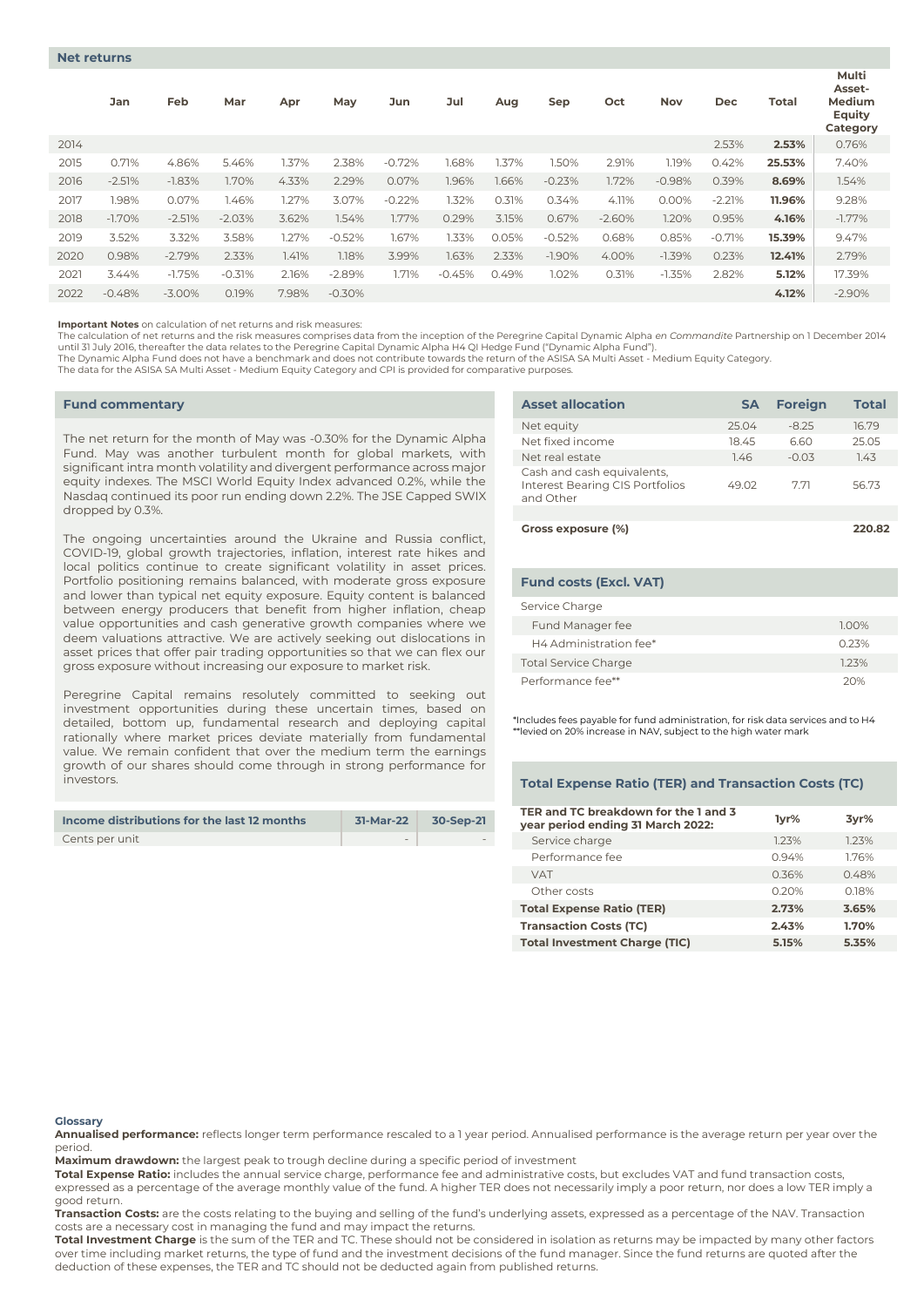## Net returns

| | Jan | Feb | Mar | Apr | May | Jun | Jul | Aug | Sep | Oct | Nov | Dec | Total | Multi Asset-Medium Equity Category |
|---|---|---|---|---|---|---|---|---|---|---|---|---|---|---|
| 2014 | | | | | | | | | | | | 2.53% | **2.53%** | 0.76% |
| 2015 | 0.71% | 4.86% | 5.46% | 1.37% | 2.38% | -0.72% | 1.68% | 1.37% | 1.50% | 2.91% | 1.19% | 0.42% | **25.53%** | 7.40% |
| 2016 | -2.51% | -1.83% | 1.70% | 4.33% | 2.29% | 0.07% | 1.96% | 1.66% | -0.23% | 1.72% | -0.98% | 0.39% | **8.69%** | 1.54% |
| 2017 | 1.98% | 0.07% | 1.46% | 1.27% | 3.07% | -0.22% | 1.32% | 0.31% | 0.34% | 4.11% | 0.00% | -2.21% | **11.96%** | 9.28% |
| 2018 | -1.70% | -2.51% | -2.03% | 3.62% | 1.54% | 1.77% | 0.29% | 3.15% | 0.67% | -2.60% | 1.20% | 0.95% | **4.16%** | -1.77% |
| 2019 | 3.52% | 3.32% | 3.58% | 1.27% | -0.52% | 1.67% | 1.33% | 0.05% | -0.52% | 0.68% | 0.85% | -0.71% | **15.39%** | 9.47% |
| 2020 | 0.98% | -2.79% | 2.33% | 1.41% | 1.18% | 3.99% | 1.63% | 2.33% | -1.90% | 4.00% | -1.39% | 0.23% | **12.41%** | 2.79% |
| 2021 | 3.44% | -1.75% | -0.31% | 2.16% | -2.89% | 1.71% | -0.45% | 0.49% | 1.02% | 0.31% | -1.35% | 2.82% | **5.12%** | 17.39% |
| 2022 | -0.48% | -3.00% | 0.19% | 7.98% | -0.30% | | | | | | | | **4.12%** | -2.90% |

**Important Notes** on calculation of net returns and risk measures:
The calculation of net returns and the risk measures comprises data from the inception of the Peregrine Capital Dynamic Alpha *en Commandite* Partnership on 1 December 2014 until 31 July 2016, thereafter the data relates to the Peregrine Capital Dynamic Alpha H4 QI Hedge Fund ("Dynamic Alpha Fund").
The Dynamic Alpha Fund does not have a benchmark and does not contribute towards the return of the ASISA SA Multi Asset - Medium Equity Category.
The data for the ASISA SA Multi Asset - Medium Equity Category and CPI is provided for comparative purposes.

## Fund commentary

The net return for the month of May was -0.30% for the Dynamic Alpha Fund. May was another turbulent month for global markets, with significant intra month volatility and divergent performance across major equity indexes. The MSCI World Equity Index advanced 0.2%, while the Nasdaq continued its poor run ending down 2.2%. The JSE Capped SWIX dropped by 0.3%.

The ongoing uncertainties around the Ukraine and Russia conflict, COVID-19, global growth trajectories, inflation, interest rate hikes and local politics continue to create significant volatility in asset prices. Portfolio positioning remains balanced, with moderate gross exposure and lower than typical net equity exposure. Equity content is balanced between energy producers that benefit from higher inflation, cheap value opportunities and cash generative growth companies where we deem valuations attractive. We are actively seeking out dislocations in asset prices that offer pair trading opportunities so that we can flex our gross exposure without increasing our exposure to market risk.

Peregrine Capital remains resolutely committed to seeking out investment opportunities during these uncertain times, based on detailed, bottom up, fundamental research and deploying capital rationally where market prices deviate materially from fundamental value. We remain confident that over the medium term the earnings growth of our shares should come through in strong performance for investors.

| Income distributions for the last 12 months | 31-Mar-22 | 30-Sep-21 |
|---|---|---|
| Cents per unit | - | - |

## Asset allocation

| | SA | Foreign | Total |
|---|---|---|---|
| Net equity | 25.04 | -8.25 | 16.79 |
| Net fixed income | 18.45 | 6.60 | 25.05 |
| Net real estate | 1.46 | -0.03 | 1.43 |
| Cash and cash equivalents, Interest Bearing CIS Portfolios and Other | 49.02 | 7.71 | 56.73 |
| **Gross exposure (%)** | | | **220.82** |

## Fund costs (Excl. VAT)

| | |
|---|---|
| Service Charge | |
| Fund Manager fee | 1.00% |
| H4 Administration fee* | 0.23% |
| Total Service Charge | 1.23% |
| Performance fee** | 20% |

*Includes fees payable for fund administration, for risk data services and to H4
**levied on 20% increase in NAV, subject to the high water mark

## Total Expense Ratio (TER) and Transaction Costs (TC)

| TER and TC breakdown for the 1 and 3 year period ending 31 March 2022: | 1yr% | 3yr% |
|---|---|---|
| Service charge | 1.23% | 1.23% |
| Performance fee | 0.94% | 1.76% |
| VAT | 0.36% | 0.48% |
| Other costs | 0.20% | 0.18% |
| **Total Expense Ratio (TER)** | **2.73%** | **3.65%** |
| **Transaction Costs (TC)** | **2.43%** | **1.70%** |
| **Total Investment Charge (TIC)** | **5.15%** | **5.35%** |

### Glossary

**Annualised performance:** reflects longer term performance rescaled to a 1 year period. Annualised performance is the average return per year over the period.
**Maximum drawdown:** the largest peak to trough decline during a specific period of investment
**Total Expense Ratio:** includes the annual service charge, performance fee and administrative costs, but excludes VAT and fund transaction costs, expressed as a percentage of the average monthly value of the fund. A higher TER does not necessarily imply a poor return, nor does a low TER imply a good return.
**Transaction Costs:** are the costs relating to the buying and selling of the fund's underlying assets, expressed as a percentage of the NAV. Transaction costs are a necessary cost in managing the fund and may impact the returns.
**Total Investment Charge** is the sum of the TER and TC. These should not be considered in isolation as returns may be impacted by many other factors over time including market returns, the type of fund and the investment decisions of the fund manager. Since the fund returns are quoted after the deduction of these expenses, the TER and TC should not be deducted again from published returns.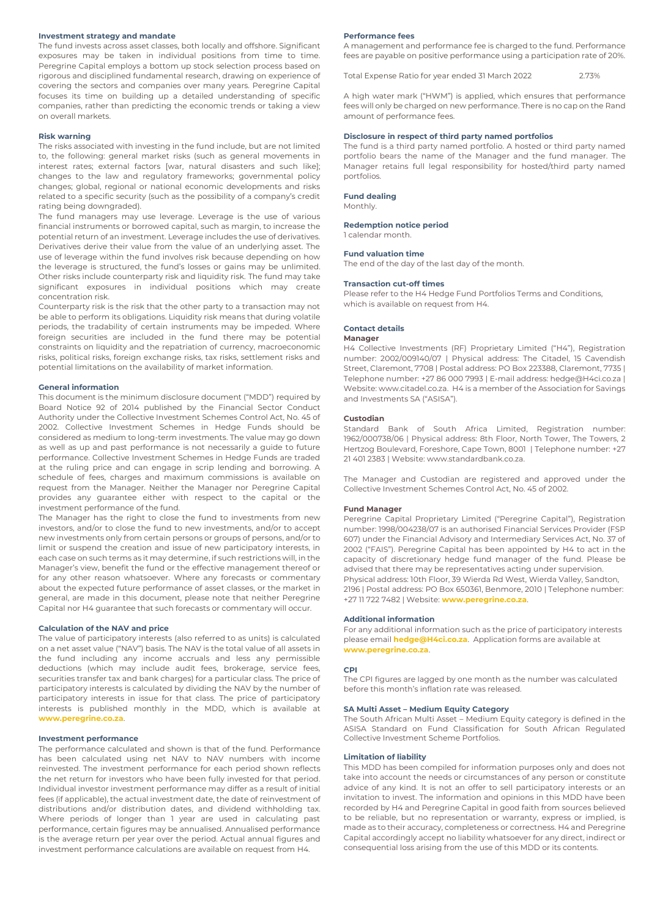### Investment strategy and mandate

The fund invests across asset classes, both locally and offshore. Significant exposures may be taken in individual positions from time to time. Peregrine Capital employs a bottom up stock selection process based on rigorous and disciplined fundamental research, drawing on experience of covering the sectors and companies over many years. Peregrine Capital focuses its time on building up a detailed understanding of specific companies, rather than predicting the economic trends or taking a view on overall markets.

### Risk warning

The risks associated with investing in the fund include, but are not limited to, the following: general market risks (such as general movements in interest rates; external factors [war, natural disasters and such like]; changes to the law and regulatory frameworks; governmental policy changes; global, regional or national economic developments and risks related to a specific security (such as the possibility of a company's credit rating being downgraded).

The fund managers may use leverage. Leverage is the use of various financial instruments or borrowed capital, such as margin, to increase the potential return of an investment. Leverage includes the use of derivatives. Derivatives derive their value from the value of an underlying asset. The use of leverage within the fund involves risk because depending on how the leverage is structured, the fund's losses or gains may be unlimited. Other risks include counterparty risk and liquidity risk. The fund may take significant exposures in individual positions which may create concentration risk.

Counterparty risk is the risk that the other party to a transaction may not be able to perform its obligations. Liquidity risk means that during volatile periods, the tradability of certain instruments may be impeded. Where foreign securities are included in the fund there may be potential constraints on liquidity and the repatriation of currency, macroeconomic risks, political risks, foreign exchange risks, tax risks, settlement risks and potential limitations on the availability of market information.

### General information

This document is the minimum disclosure document ("MDD") required by Board Notice 92 of 2014 published by the Financial Sector Conduct Authority under the Collective Investment Schemes Control Act, No. 45 of 2002. Collective Investment Schemes in Hedge Funds should be considered as medium to long-term investments. The value may go down as well as up and past performance is not necessarily a guide to future performance. Collective Investment Schemes in Hedge Funds are traded at the ruling price and can engage in scrip lending and borrowing. A schedule of fees, charges and maximum commissions is available on request from the Manager. Neither the Manager nor Peregrine Capital provides any guarantee either with respect to the capital or the investment performance of the fund.

The Manager has the right to close the fund to investments from new investors, and/or to close the fund to new investments, and/or to accept new investments only from certain persons or groups of persons, and/or to limit or suspend the creation and issue of new participatory interests, in each case on such terms as it may determine, if such restrictions will, in the Manager's view, benefit the fund or the effective management thereof or for any other reason whatsoever. Where any forecasts or commentary about the expected future performance of asset classes, or the market in general, are made in this document, please note that neither Peregrine Capital nor H4 guarantee that such forecasts or commentary will occur.

### Calculation of the NAV and price

The value of participatory interests (also referred to as units) is calculated on a net asset value ("NAV") basis. The NAV is the total value of all assets in the fund including any income accruals and less any permissible deductions (which may include audit fees, brokerage, service fees, securities transfer tax and bank charges) for a particular class. The price of participatory interests is calculated by dividing the NAV by the number of participatory interests in issue for that class. The price of participatory interests is published monthly in the MDD, which is available at **www.peregrine.co.za**.

### Investment performance

The performance calculated and shown is that of the fund. Performance has been calculated using net NAV to NAV numbers with income reinvested. The investment performance for each period shown reflects the net return for investors who have been fully invested for that period. Individual investor investment performance may differ as a result of initial fees (if applicable), the actual investment date, the date of reinvestment of distributions and/or distribution dates, and dividend withholding tax. Where periods of longer than 1 year are used in calculating past performance, certain figures may be annualised. Annualised performance is the average return per year over the period. Actual annual figures and investment performance calculations are available on request from H4.

### Performance fees

A management and performance fee is charged to the fund. Performance fees are payable on positive performance using a participation rate of 20%.

Total Expense Ratio for year ended 31 March 2022 2.73%

A high water mark ("HWM") is applied, which ensures that performance fees will only be charged on new performance. There is no cap on the Rand amount of performance fees.

### Disclosure in respect of third party named portfolios

The fund is a third party named portfolio. A hosted or third party named portfolio bears the name of the Manager and the fund manager. The Manager retains full legal responsibility for hosted/third party named portfolios.

### Fund dealing

Monthly.

### Redemption notice period

1 calendar month.

### Fund valuation time

The end of the day of the last day of the month.

### Transaction cut-off times

Please refer to the H4 Hedge Fund Portfolios Terms and Conditions, which is available on request from H4.

### Contact details

**Manager**

H4 Collective Investments (RF) Proprietary Limited ("H4"), Registration number: 2002/009140/07 | Physical address: The Citadel, 15 Cavendish Street, Claremont, 7708 | Postal address: PO Box 223388, Claremont, 7735 | Telephone number: +27 86 000 7993 | E-mail address: hedge@H4ci.co.za | Website: www.citadel.co.za. H4 is a member of the Association for Savings and Investments SA ("ASISA").

**Custodian**

Standard Bank of South Africa Limited, Registration number: 1962/000738/06 | Physical address: 8th Floor, North Tower, The Towers, 2 Hertzog Boulevard, Foreshore, Cape Town, 8001 | Telephone number: +27 21 401 2383 | Website: www.standardbank.co.za.

The Manager and Custodian are registered and approved under the Collective Investment Schemes Control Act, No. 45 of 2002.

**Fund Manager**

Peregrine Capital Proprietary Limited ("Peregrine Capital"), Registration number: 1998/004238/07 is an authorised Financial Services Provider (FSP 607) under the Financial Advisory and Intermediary Services Act, No. 37 of 2002 ("FAIS"). Peregrine Capital has been appointed by H4 to act in the capacity of discretionary hedge fund manager of the fund. Please be advised that there may be representatives acting under supervision.
Physical address: 10th Floor, 39 Wierda Rd West, Wierda Valley, Sandton, 2196 | Postal address: PO Box 650361, Benmore, 2010 | Telephone number: +27 11 722 7482 | Website: **www.peregrine.co.za**.

### Additional information

For any additional information such as the price of participatory interests please email **hedge@H4ci.co.za**. Application forms are available at **www.peregrine.co.za**.

### CPI

The CPI figures are lagged by one month as the number was calculated before this month's inflation rate was released.

### SA Multi Asset – Medium Equity Category

The South African Multi Asset – Medium Equity category is defined in the ASISA Standard on Fund Classification for South African Regulated Collective Investment Scheme Portfolios.

### Limitation of liability

This MDD has been compiled for information purposes only and does not take into account the needs or circumstances of any person or constitute advice of any kind. It is not an offer to sell participatory interests or an invitation to invest. The information and opinions in this MDD have been recorded by H4 and Peregrine Capital in good faith from sources believed to be reliable, but no representation or warranty, express or implied, is made as to their accuracy, completeness or correctness. H4 and Peregrine Capital accordingly accept no liability whatsoever for any direct, indirect or consequential loss arising from the use of this MDD or its contents.